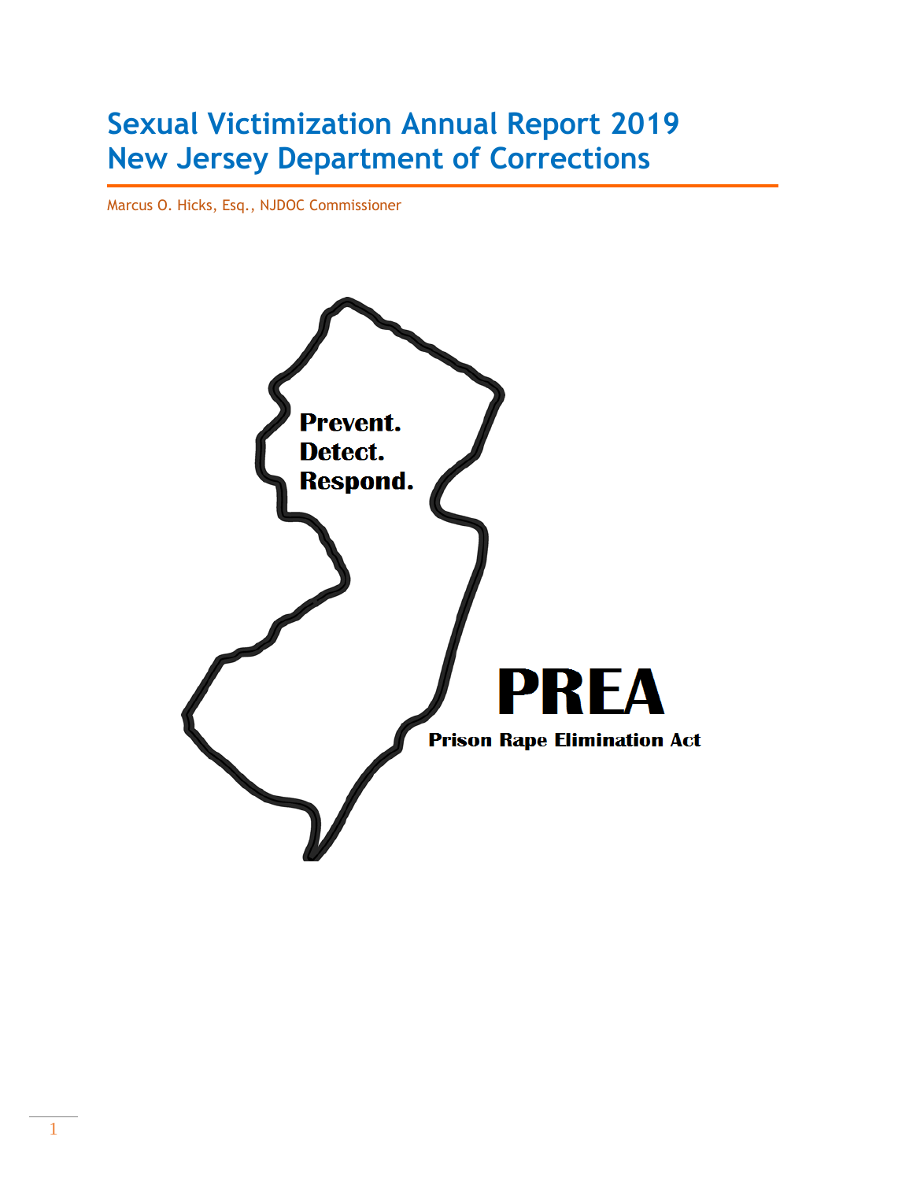# Sexual Victimization Annual Report 2019
# New Jersey Department of Corrections

Marcus O. Hicks, Esq., NJDOC Commissioner

**Prevent.**
**Detect.**
**Respond.**

**PREA**

**Prison Rape Elimination Act**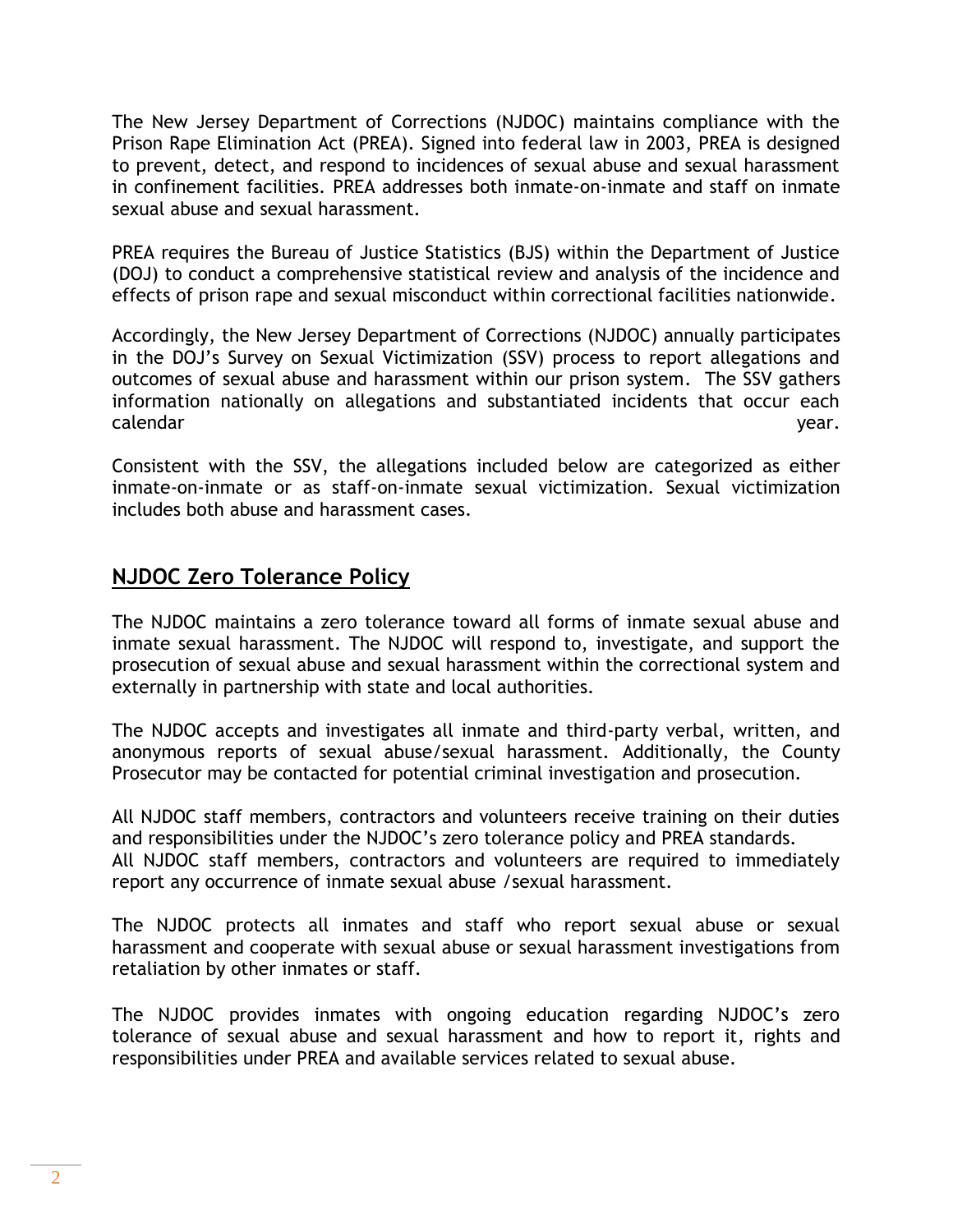The New Jersey Department of Corrections (NJDOC) maintains compliance with the Prison Rape Elimination Act (PREA). Signed into federal law in 2003, PREA is designed to prevent, detect, and respond to incidences of sexual abuse and sexual harassment in confinement facilities. PREA addresses both inmate-on-inmate and staff on inmate sexual abuse and sexual harassment.

PREA requires the Bureau of Justice Statistics (BJS) within the Department of Justice (DOJ) to conduct a comprehensive statistical review and analysis of the incidence and effects of prison rape and sexual misconduct within correctional facilities nationwide.

Accordingly, the New Jersey Department of Corrections (NJDOC) annually participates in the DOJ's Survey on Sexual Victimization (SSV) process to report allegations and outcomes of sexual abuse and harassment within our prison system. The SSV gathers information nationally on allegations and substantiated incidents that occur each calendar year.

Consistent with the SSV, the allegations included below are categorized as either inmate-on-inmate or as staff-on-inmate sexual victimization. Sexual victimization includes both abuse and harassment cases.

## NJDOC Zero Tolerance Policy

The NJDOC maintains a zero tolerance toward all forms of inmate sexual abuse and inmate sexual harassment. The NJDOC will respond to, investigate, and support the prosecution of sexual abuse and sexual harassment within the correctional system and externally in partnership with state and local authorities.

The NJDOC accepts and investigates all inmate and third-party verbal, written, and anonymous reports of sexual abuse/sexual harassment. Additionally, the County Prosecutor may be contacted for potential criminal investigation and prosecution.

All NJDOC staff members, contractors and volunteers receive training on their duties and responsibilities under the NJDOC's zero tolerance policy and PREA standards.
All NJDOC staff members, contractors and volunteers are required to immediately report any occurrence of inmate sexual abuse /sexual harassment.

The NJDOC protects all inmates and staff who report sexual abuse or sexual harassment and cooperate with sexual abuse or sexual harassment investigations from retaliation by other inmates or staff.

The NJDOC provides inmates with ongoing education regarding NJDOC's zero tolerance of sexual abuse and sexual harassment and how to report it, rights and responsibilities under PREA and available services related to sexual abuse.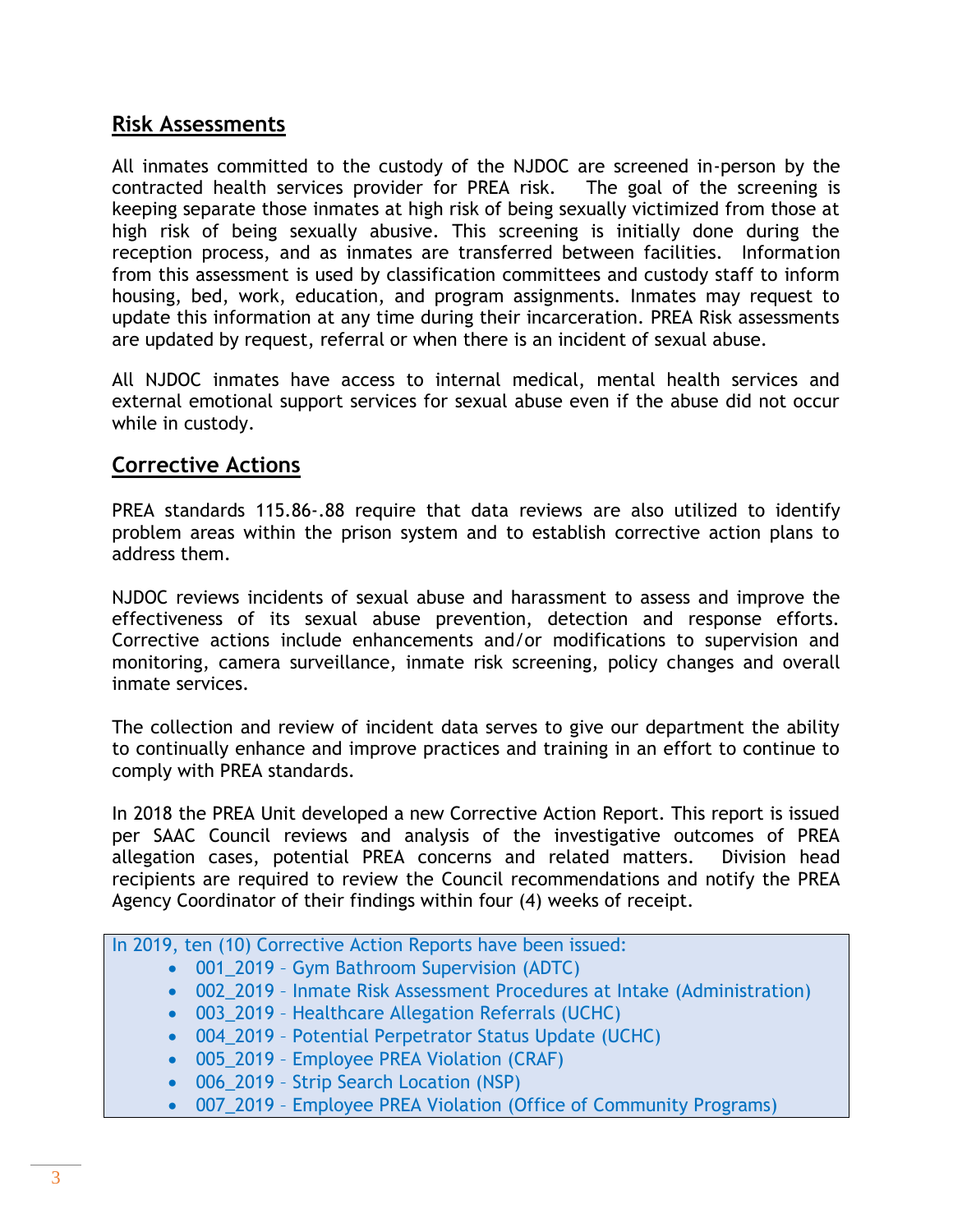## Risk Assessments

All inmates committed to the custody of the NJDOC are screened in-person by the contracted health services provider for PREA risk. The goal of the screening is keeping separate those inmates at high risk of being sexually victimized from those at high risk of being sexually abusive. This screening is initially done during the reception process, and as inmates are transferred between facilities. Information from this assessment is used by classification committees and custody staff to inform housing, bed, work, education, and program assignments. Inmates may request to update this information at any time during their incarceration. PREA Risk assessments are updated by request, referral or when there is an incident of sexual abuse.

All NJDOC inmates have access to internal medical, mental health services and external emotional support services for sexual abuse even if the abuse did not occur while in custody.

## Corrective Actions

PREA standards 115.86-.88 require that data reviews are also utilized to identify problem areas within the prison system and to establish corrective action plans to address them.

NJDOC reviews incidents of sexual abuse and harassment to assess and improve the effectiveness of its sexual abuse prevention, detection and response efforts. Corrective actions include enhancements and/or modifications to supervision and monitoring, camera surveillance, inmate risk screening, policy changes and overall inmate services.

The collection and review of incident data serves to give our department the ability to continually enhance and improve practices and training in an effort to continue to comply with PREA standards.

In 2018 the PREA Unit developed a new Corrective Action Report. This report is issued per SAAC Council reviews and analysis of the investigative outcomes of PREA allegation cases, potential PREA concerns and related matters. Division head recipients are required to review the Council recommendations and notify the PREA Agency Coordinator of their findings within four (4) weeks of receipt.

In 2019, ten (10) Corrective Action Reports have been issued:

- 001_2019 – Gym Bathroom Supervision (ADTC)
- 002_2019 – Inmate Risk Assessment Procedures at Intake (Administration)
- 003_2019 – Healthcare Allegation Referrals (UCHC)
- 004_2019 – Potential Perpetrator Status Update (UCHC)
- 005_2019 – Employee PREA Violation (CRAF)
- 006_2019 – Strip Search Location (NSP)
- 007_2019 – Employee PREA Violation (Office of Community Programs)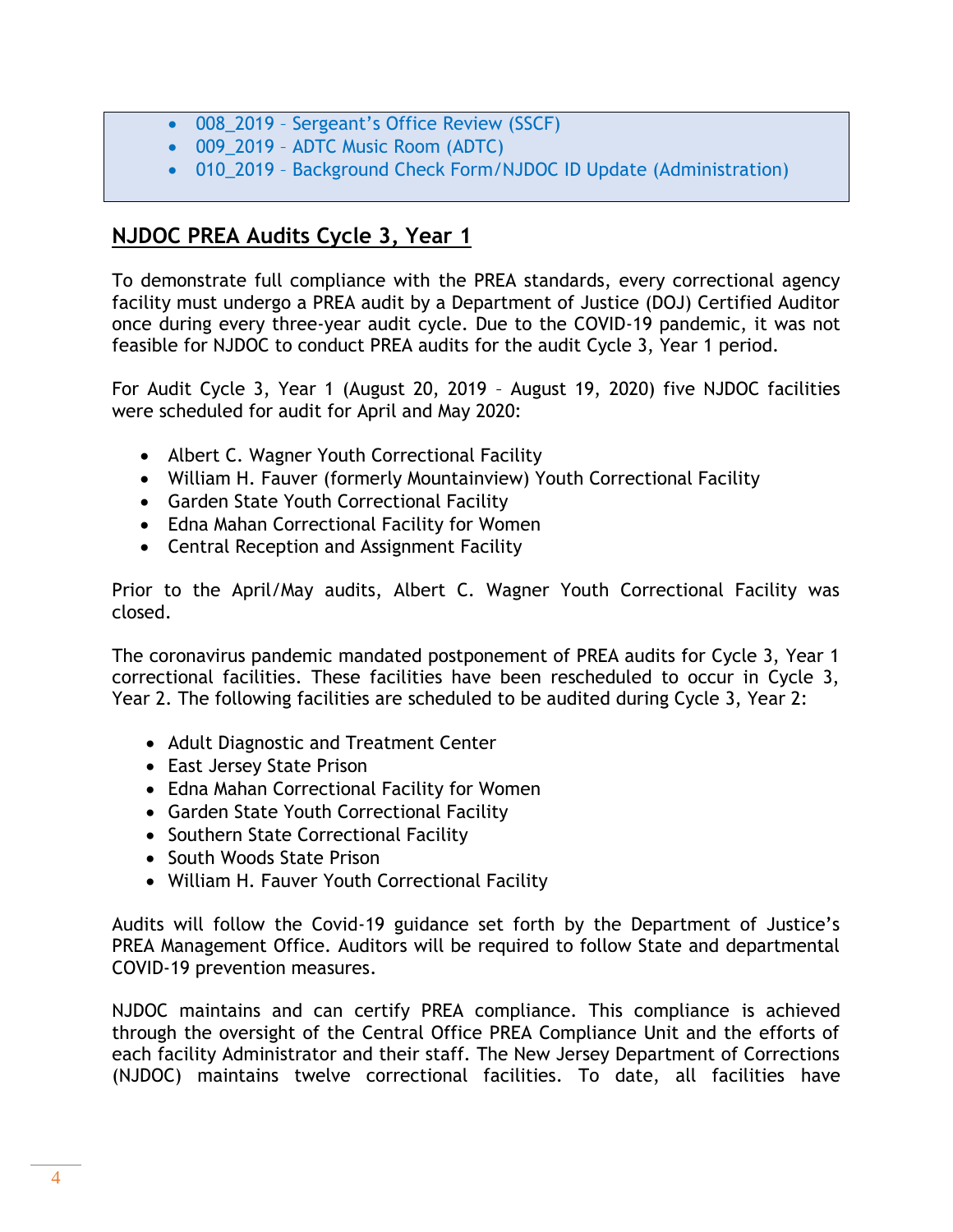- 008_2019 – Sergeant's Office Review (SSCF)
- 009_2019 – ADTC Music Room (ADTC)
- 010_2019 – Background Check Form/NJDOC ID Update (Administration)

## NJDOC PREA Audits Cycle 3, Year 1

To demonstrate full compliance with the PREA standards, every correctional agency facility must undergo a PREA audit by a Department of Justice (DOJ) Certified Auditor once during every three-year audit cycle. Due to the COVID-19 pandemic, it was not feasible for NJDOC to conduct PREA audits for the audit Cycle 3, Year 1 period.

For Audit Cycle 3, Year 1 (August 20, 2019 – August 19, 2020) five NJDOC facilities were scheduled for audit for April and May 2020:

- Albert C. Wagner Youth Correctional Facility
- William H. Fauver (formerly Mountainview) Youth Correctional Facility
- Garden State Youth Correctional Facility
- Edna Mahan Correctional Facility for Women
- Central Reception and Assignment Facility

Prior to the April/May audits, Albert C. Wagner Youth Correctional Facility was closed.

The coronavirus pandemic mandated postponement of PREA audits for Cycle 3, Year 1 correctional facilities. These facilities have been rescheduled to occur in Cycle 3, Year 2. The following facilities are scheduled to be audited during Cycle 3, Year 2:

- Adult Diagnostic and Treatment Center
- East Jersey State Prison
- Edna Mahan Correctional Facility for Women
- Garden State Youth Correctional Facility
- Southern State Correctional Facility
- South Woods State Prison
- William H. Fauver Youth Correctional Facility

Audits will follow the Covid-19 guidance set forth by the Department of Justice's PREA Management Office. Auditors will be required to follow State and departmental COVID-19 prevention measures.

NJDOC maintains and can certify PREA compliance. This compliance is achieved through the oversight of the Central Office PREA Compliance Unit and the efforts of each facility Administrator and their staff. The New Jersey Department of Corrections (NJDOC) maintains twelve correctional facilities. To date, all facilities have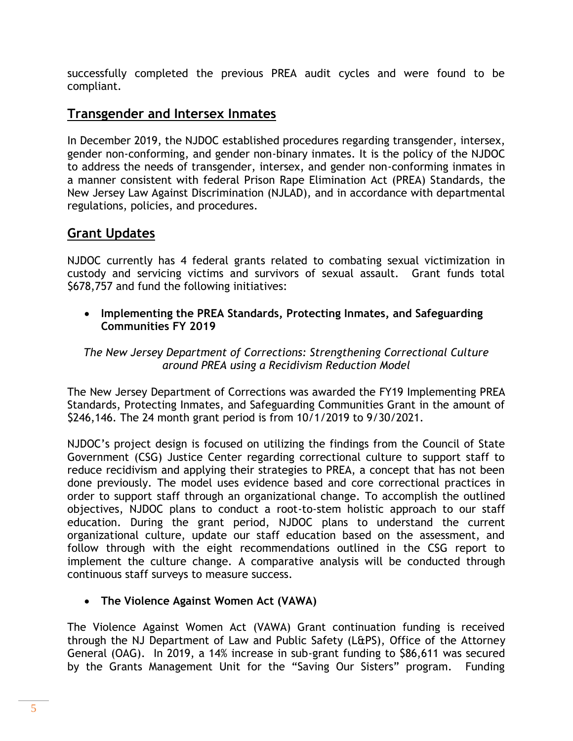successfully completed the previous PREA audit cycles and were found to be compliant.

## Transgender and Intersex Inmates

In December 2019, the NJDOC established procedures regarding transgender, intersex, gender non-conforming, and gender non-binary inmates. It is the policy of the NJDOC to address the needs of transgender, intersex, and gender non-conforming inmates in a manner consistent with federal Prison Rape Elimination Act (PREA) Standards, the New Jersey Law Against Discrimination (NJLAD), and in accordance with departmental regulations, policies, and procedures.

## Grant Updates

NJDOC currently has 4 federal grants related to combating sexual victimization in custody and servicing victims and survivors of sexual assault. Grant funds total $678,757 and fund the following initiatives:

- **Implementing the PREA Standards, Protecting Inmates, and Safeguarding Communities FY 2019**

*The New Jersey Department of Corrections: Strengthening Correctional Culture around PREA using a Recidivism Reduction Model*

The New Jersey Department of Corrections was awarded the FY19 Implementing PREA Standards, Protecting Inmates, and Safeguarding Communities Grant in the amount of $246,146. The 24 month grant period is from 10/1/2019 to 9/30/2021.

NJDOC's project design is focused on utilizing the findings from the Council of State Government (CSG) Justice Center regarding correctional culture to support staff to reduce recidivism and applying their strategies to PREA, a concept that has not been done previously. The model uses evidence based and core correctional practices in order to support staff through an organizational change. To accomplish the outlined objectives, NJDOC plans to conduct a root-to-stem holistic approach to our staff education. During the grant period, NJDOC plans to understand the current organizational culture, update our staff education based on the assessment, and follow through with the eight recommendations outlined in the CSG report to implement the culture change. A comparative analysis will be conducted through continuous staff surveys to measure success.

- **The Violence Against Women Act (VAWA)**

The Violence Against Women Act (VAWA) Grant continuation funding is received through the NJ Department of Law and Public Safety (L&PS), Office of the Attorney General (OAG). In 2019, a 14% increase in sub-grant funding to $86,611 was secured by the Grants Management Unit for the "Saving Our Sisters" program. Funding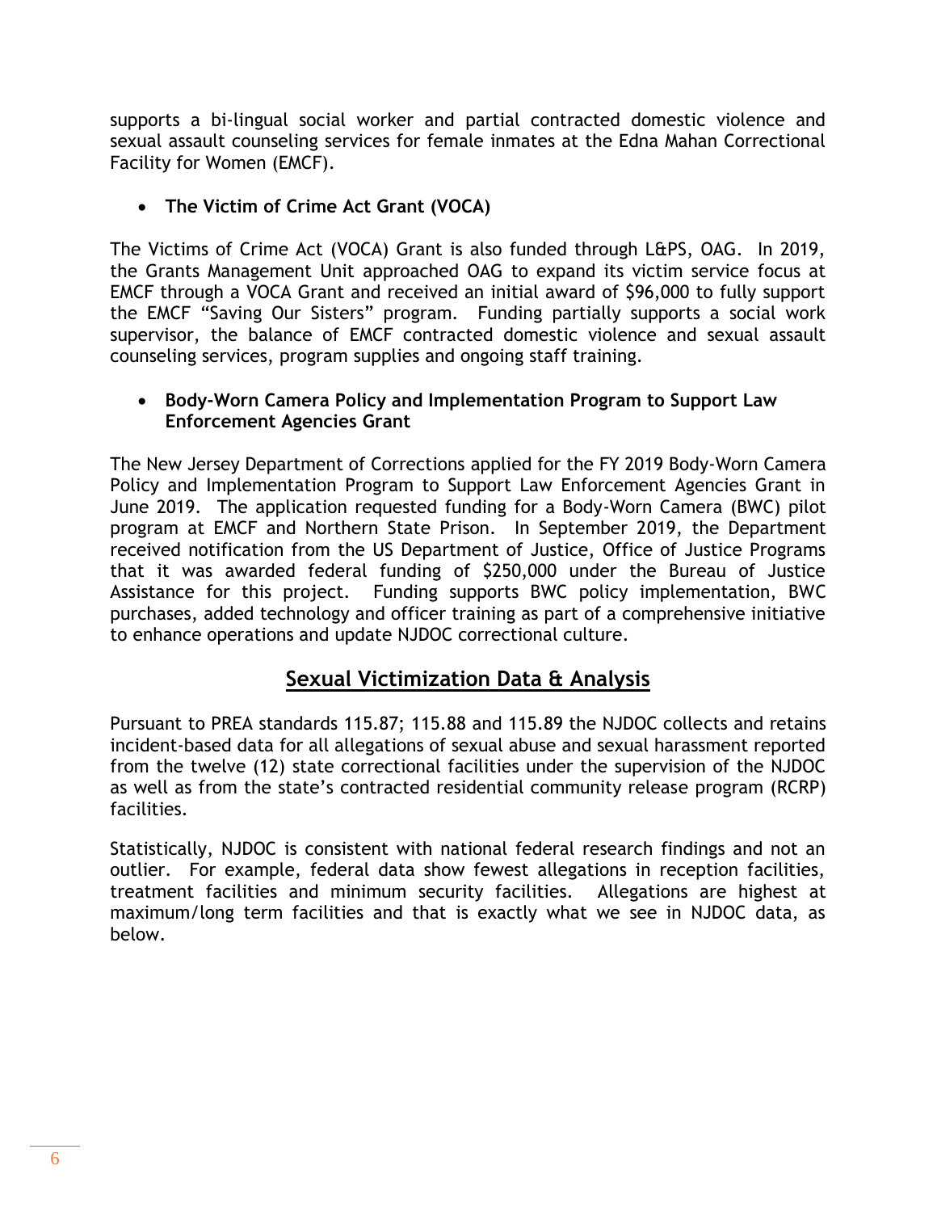supports a bi-lingual social worker and partial contracted domestic violence and sexual assault counseling services for female inmates at the Edna Mahan Correctional Facility for Women (EMCF).

- **The Victim of Crime Act Grant (VOCA)**

The Victims of Crime Act (VOCA) Grant is also funded through L&PS, OAG. In 2019, the Grants Management Unit approached OAG to expand its victim service focus at EMCF through a VOCA Grant and received an initial award of $96,000 to fully support the EMCF "Saving Our Sisters" program. Funding partially supports a social work supervisor, the balance of EMCF contracted domestic violence and sexual assault counseling services, program supplies and ongoing staff training.

- **Body-Worn Camera Policy and Implementation Program to Support Law Enforcement Agencies Grant**

The New Jersey Department of Corrections applied for the FY 2019 Body-Worn Camera Policy and Implementation Program to Support Law Enforcement Agencies Grant in June 2019. The application requested funding for a Body-Worn Camera (BWC) pilot program at EMCF and Northern State Prison. In September 2019, the Department received notification from the US Department of Justice, Office of Justice Programs that it was awarded federal funding of $250,000 under the Bureau of Justice Assistance for this project. Funding supports BWC policy implementation, BWC purchases, added technology and officer training as part of a comprehensive initiative to enhance operations and update NJDOC correctional culture.

## Sexual Victimization Data & Analysis

Pursuant to PREA standards 115.87; 115.88 and 115.89 the NJDOC collects and retains incident-based data for all allegations of sexual abuse and sexual harassment reported from the twelve (12) state correctional facilities under the supervision of the NJDOC as well as from the state's contracted residential community release program (RCRP) facilities.

Statistically, NJDOC is consistent with national federal research findings and not an outlier. For example, federal data show fewest allegations in reception facilities, treatment facilities and minimum security facilities. Allegations are highest at maximum/long term facilities and that is exactly what we see in NJDOC data, as below.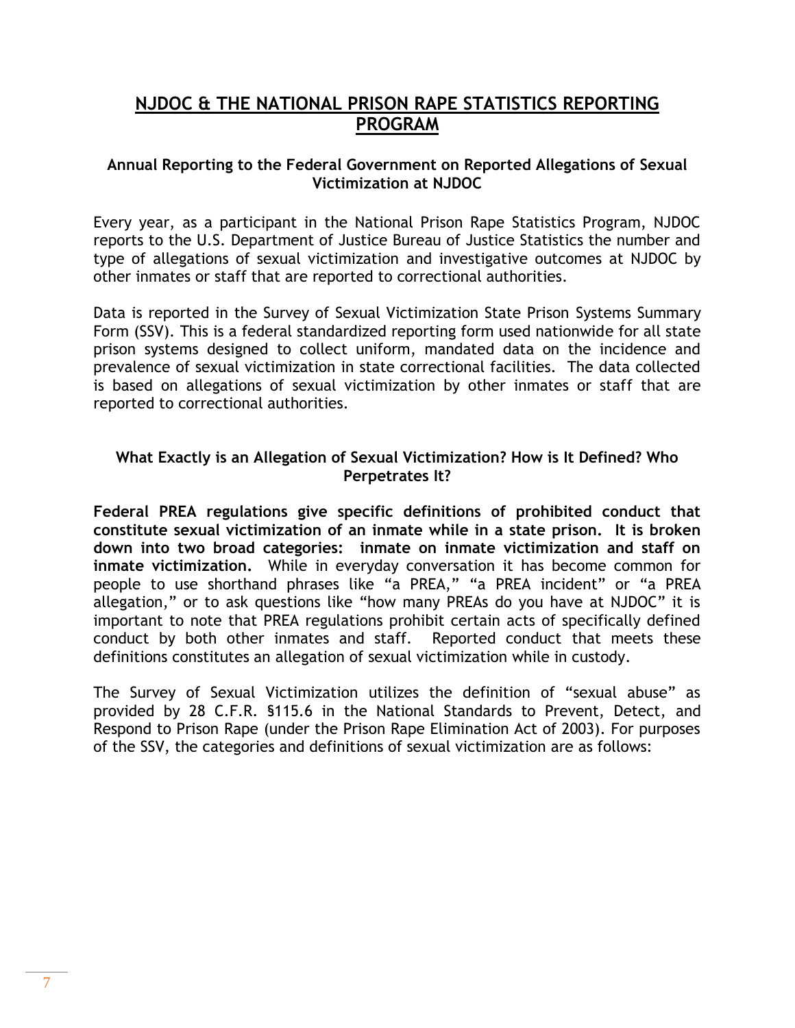# NJDOC & THE NATIONAL PRISON RAPE STATISTICS REPORTING PROGRAM

### Annual Reporting to the Federal Government on Reported Allegations of Sexual Victimization at NJDOC

Every year, as a participant in the National Prison Rape Statistics Program, NJDOC reports to the U.S. Department of Justice Bureau of Justice Statistics the number and type of allegations of sexual victimization and investigative outcomes at NJDOC by other inmates or staff that are reported to correctional authorities.

Data is reported in the Survey of Sexual Victimization State Prison Systems Summary Form (SSV). This is a federal standardized reporting form used nationwide for all state prison systems designed to collect uniform, mandated data on the incidence and prevalence of sexual victimization in state correctional facilities. The data collected is based on allegations of sexual victimization by other inmates or staff that are reported to correctional authorities.

### What Exactly is an Allegation of Sexual Victimization? How is It Defined? Who Perpetrates It?

**Federal PREA regulations give specific definitions of prohibited conduct that constitute sexual victimization of an inmate while in a state prison. It is broken down into two broad categories: inmate on inmate victimization and staff on inmate victimization.** While in everyday conversation it has become common for people to use shorthand phrases like "a PREA," "a PREA incident" or "a PREA allegation," or to ask questions like "how many PREAs do you have at NJDOC" it is important to note that PREA regulations prohibit certain acts of specifically defined conduct by both other inmates and staff. Reported conduct that meets these definitions constitutes an allegation of sexual victimization while in custody.

The Survey of Sexual Victimization utilizes the definition of "sexual abuse" as provided by 28 C.F.R. §115.6 in the National Standards to Prevent, Detect, and Respond to Prison Rape (under the Prison Rape Elimination Act of 2003). For purposes of the SSV, the categories and definitions of sexual victimization are as follows: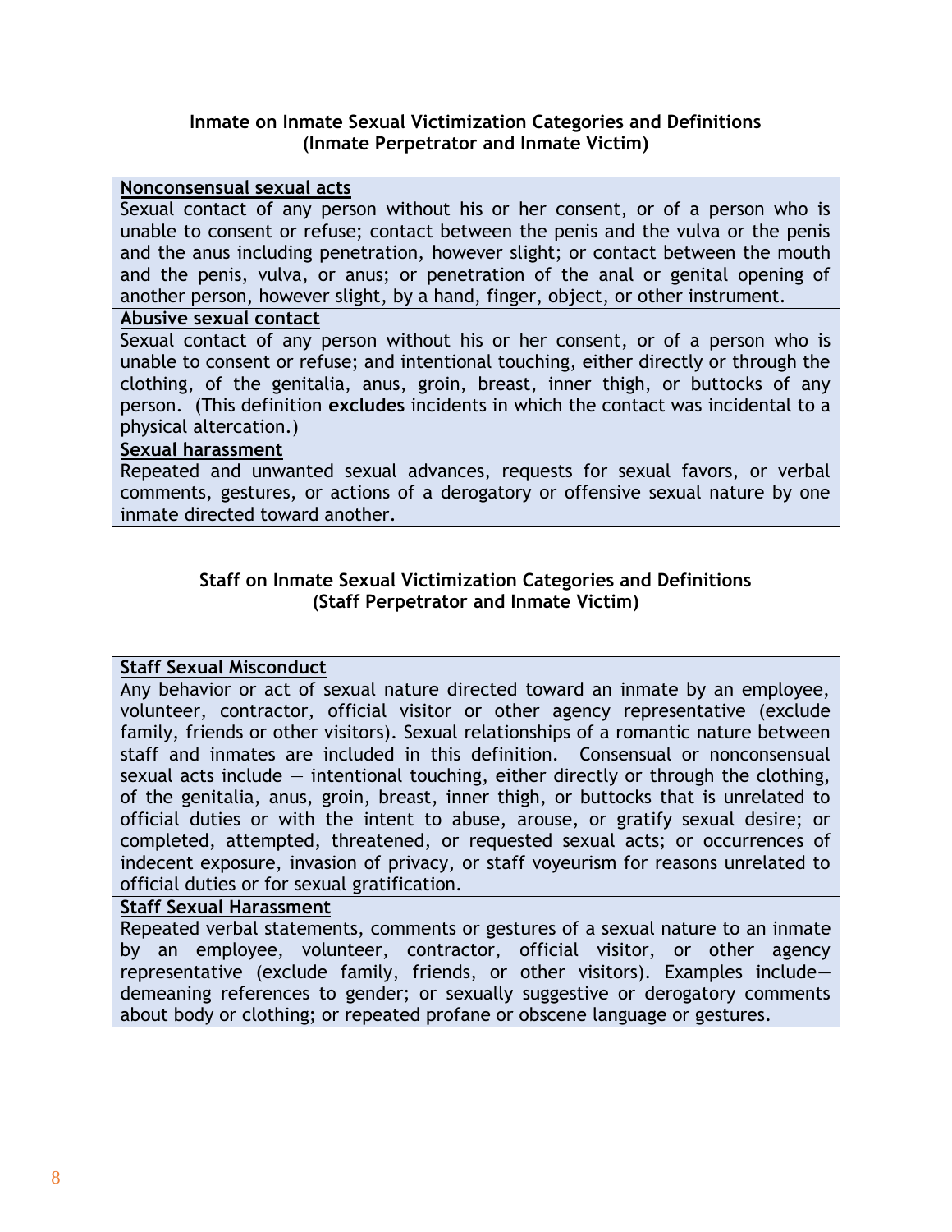### Inmate on Inmate Sexual Victimization Categories and Definitions (Inmate Perpetrator and Inmate Victim)

**<u>Nonconsensual sexual acts</u>**

Sexual contact of any person without his or her consent, or of a person who is unable to consent or refuse; contact between the penis and the vulva or the penis and the anus including penetration, however slight; or contact between the mouth and the penis, vulva, or anus; or penetration of the anal or genital opening of another person, however slight, by a hand, finger, object, or other instrument.

**<u>Abusive sexual contact</u>**

Sexual contact of any person without his or her consent, or of a person who is unable to consent or refuse; and intentional touching, either directly or through the clothing, of the genitalia, anus, groin, breast, inner thigh, or buttocks of any person. (This definition **excludes** incidents in which the contact was incidental to a physical altercation.)

**<u>Sexual harassment</u>**

Repeated and unwanted sexual advances, requests for sexual favors, or verbal comments, gestures, or actions of a derogatory or offensive sexual nature by one inmate directed toward another.

### Staff on Inmate Sexual Victimization Categories and Definitions (Staff Perpetrator and Inmate Victim)

**<u>Staff Sexual Misconduct</u>**

Any behavior or act of sexual nature directed toward an inmate by an employee, volunteer, contractor, official visitor or other agency representative (exclude family, friends or other visitors). Sexual relationships of a romantic nature between staff and inmates are included in this definition. Consensual or nonconsensual sexual acts include — intentional touching, either directly or through the clothing, of the genitalia, anus, groin, breast, inner thigh, or buttocks that is unrelated to official duties or with the intent to abuse, arouse, or gratify sexual desire; or completed, attempted, threatened, or requested sexual acts; or occurrences of indecent exposure, invasion of privacy, or staff voyeurism for reasons unrelated to official duties or for sexual gratification.

**<u>Staff Sexual Harassment</u>**

Repeated verbal statements, comments or gestures of a sexual nature to an inmate by an employee, volunteer, contractor, official visitor, or other agency representative (exclude family, friends, or other visitors). Examples include— demeaning references to gender; or sexually suggestive or derogatory comments about body or clothing; or repeated profane or obscene language or gestures.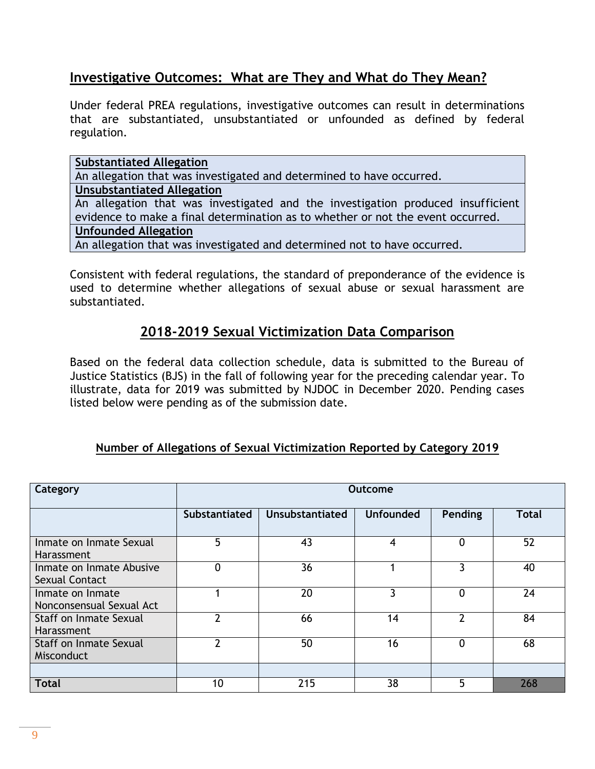## Investigative Outcomes: What are They and What do They Mean?

Under federal PREA regulations, investigative outcomes can result in determinations that are substantiated, unsubstantiated or unfounded as defined by federal regulation.

| **Substantiated Allegation** |
|---|
| An allegation that was investigated and determined to have occurred. |
| **Unsubstantiated Allegation** |
| An allegation that was investigated and the investigation produced insufficient evidence to make a final determination as to whether or not the event occurred. |
| **Unfounded Allegation** |
| An allegation that was investigated and determined not to have occurred. |

Consistent with federal regulations, the standard of preponderance of the evidence is used to determine whether allegations of sexual abuse or sexual harassment are substantiated.

## 2018-2019 Sexual Victimization Data Comparison

Based on the federal data collection schedule, data is submitted to the Bureau of Justice Statistics (BJS) in the fall of following year for the preceding calendar year. To illustrate, data for 2019 was submitted by NJDOC in December 2020. Pending cases listed below were pending as of the submission date.

### Number of Allegations of Sexual Victimization Reported by Category 2019

| Category | Outcome | | | | |
|---|---|---|---|---|---|
| | Substantiated | Unsubstantiated | Unfounded | Pending | Total |
| Inmate on Inmate Sexual Harassment | 5 | 43 | 4 | 0 | 52 |
| Inmate on Inmate Abusive Sexual Contact | 0 | 36 | 1 | 3 | 40 |
| Inmate on Inmate Nonconsensual Sexual Act | 1 | 20 | 3 | 0 | 24 |
| Staff on Inmate Sexual Harassment | 2 | 66 | 14 | 2 | 84 |
| Staff on Inmate Sexual Misconduct | 2 | 50 | 16 | 0 | 68 |
| | | | | | |
| **Total** | 10 | 215 | 38 | 5 | 268 |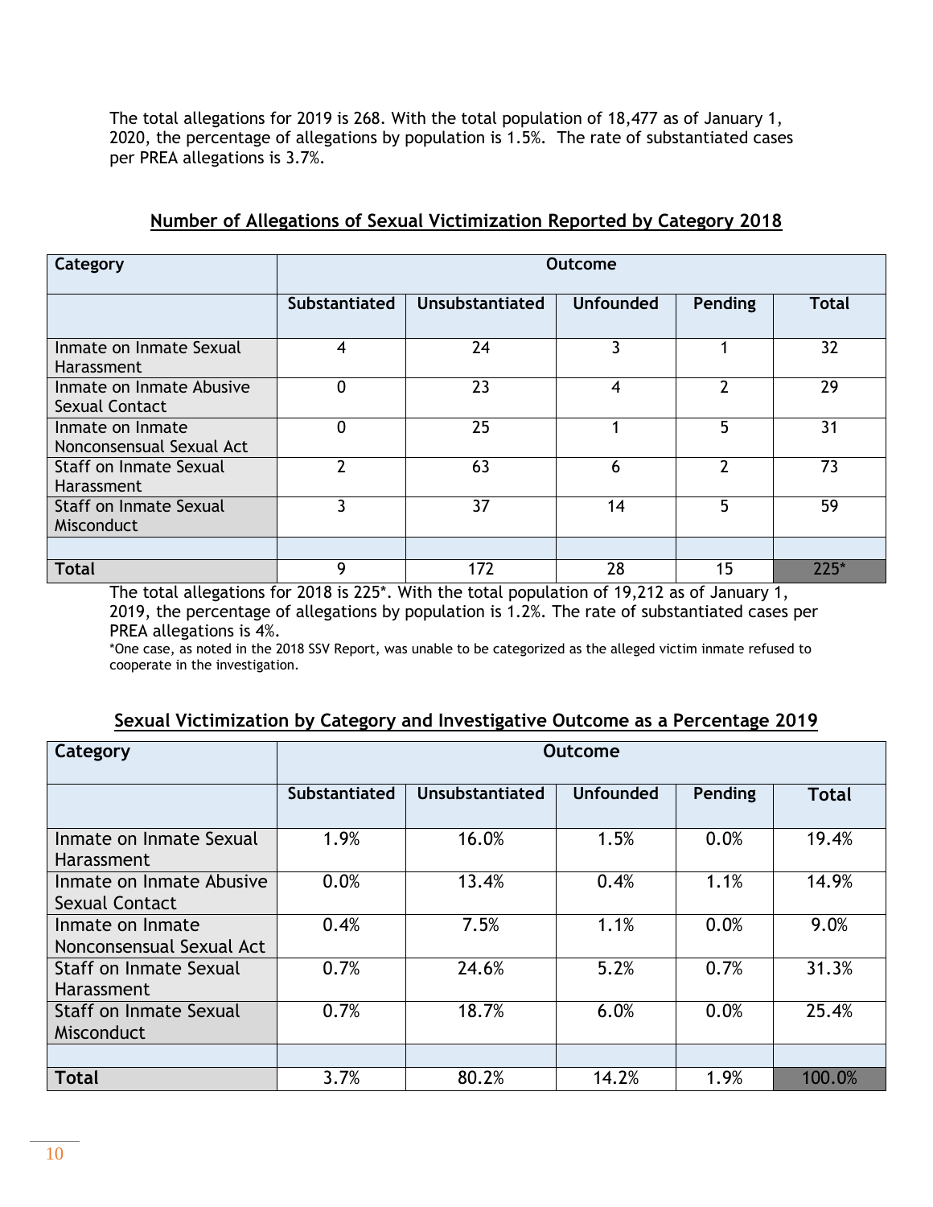The total allegations for 2019 is 268. With the total population of 18,477 as of January 1, 2020, the percentage of allegations by population is 1.5%. The rate of substantiated cases per PREA allegations is 3.7%.

## Number of Allegations of Sexual Victimization Reported by Category 2018

| Category | Outcome | | | | |
|---|---|---|---|---|---|
| | Substantiated | Unsubstantiated | Unfounded | Pending | Total |
| Inmate on Inmate Sexual Harassment | 4 | 24 | 3 | 1 | 32 |
| Inmate on Inmate Abusive Sexual Contact | 0 | 23 | 4 | 2 | 29 |
| Inmate on Inmate Nonconsensual Sexual Act | 0 | 25 | 1 | 5 | 31 |
| Staff on Inmate Sexual Harassment | 2 | 63 | 6 | 2 | 73 |
| Staff on Inmate Sexual Misconduct | 3 | 37 | 14 | 5 | 59 |
| | | | | | |
| **Total** | 9 | 172 | 28 | 15 | 225* |

The total allegations for 2018 is 225*. With the total population of 19,212 as of January 1, 2019, the percentage of allegations by population is 1.2%. The rate of substantiated cases per PREA allegations is 4%.

*One case, as noted in the 2018 SSV Report, was unable to be categorized as the alleged victim inmate refused to cooperate in the investigation.

## Sexual Victimization by Category and Investigative Outcome as a Percentage 2019

| Category | Outcome | | | | |
|---|---|---|---|---|---|
| | Substantiated | Unsubstantiated | Unfounded | Pending | Total |
| Inmate on Inmate Sexual Harassment | 1.9% | 16.0% | 1.5% | 0.0% | 19.4% |
| Inmate on Inmate Abusive Sexual Contact | 0.0% | 13.4% | 0.4% | 1.1% | 14.9% |
| Inmate on Inmate Nonconsensual Sexual Act | 0.4% | 7.5% | 1.1% | 0.0% | 9.0% |
| Staff on Inmate Sexual Harassment | 0.7% | 24.6% | 5.2% | 0.7% | 31.3% |
| Staff on Inmate Sexual Misconduct | 0.7% | 18.7% | 6.0% | 0.0% | 25.4% |
| | | | | | |
| **Total** | 3.7% | 80.2% | 14.2% | 1.9% | 100.0% |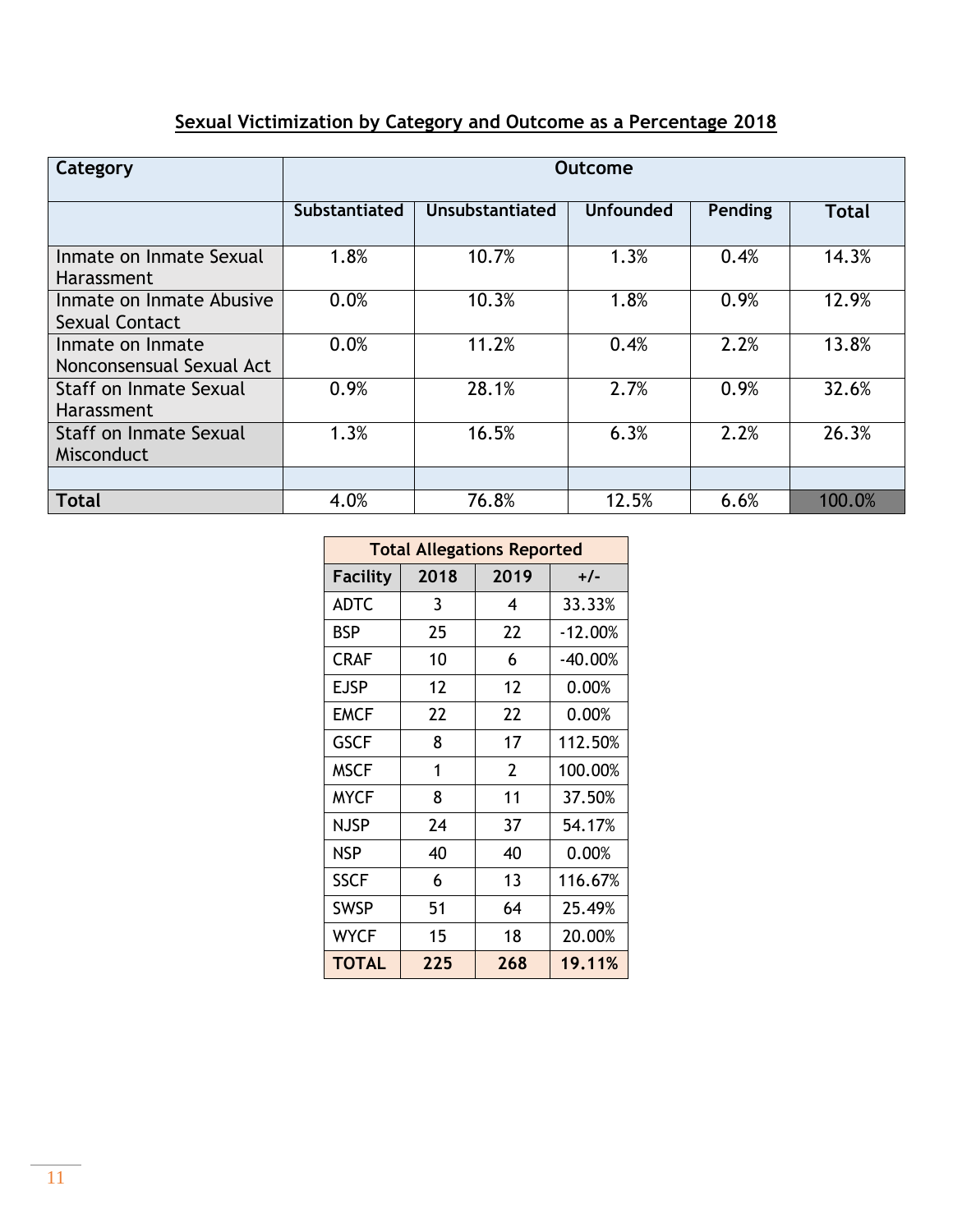## Sexual Victimization by Category and Outcome as a Percentage 2018

| Category | Outcome | | | | |
|---|---|---|---|---|---|
| | Substantiated | Unsubstantiated | Unfounded | Pending | Total |
| Inmate on Inmate Sexual Harassment | 1.8% | 10.7% | 1.3% | 0.4% | 14.3% |
| Inmate on Inmate Abusive Sexual Contact | 0.0% | 10.3% | 1.8% | 0.9% | 12.9% |
| Inmate on Inmate Nonconsensual Sexual Act | 0.0% | 11.2% | 0.4% | 2.2% | 13.8% |
| Staff on Inmate Sexual Harassment | 0.9% | 28.1% | 2.7% | 0.9% | 32.6% |
| Staff on Inmate Sexual Misconduct | 1.3% | 16.5% | 6.3% | 2.2% | 26.3% |
| | | | | | |
| **Total** | 4.0% | 76.8% | 12.5% | 6.6% | 100.0% |

| Total Allegations Reported | | | |
|---|---|---|---|
| Facility | 2018 | 2019 | +/- |
| ADTC | 3 | 4 | 33.33% |
| BSP | 25 | 22 | -12.00% |
| CRAF | 10 | 6 | -40.00% |
| EJSP | 12 | 12 | 0.00% |
| EMCF | 22 | 22 | 0.00% |
| GSCF | 8 | 17 | 112.50% |
| MSCF | 1 | 2 | 100.00% |
| MYCF | 8 | 11 | 37.50% |
| NJSP | 24 | 37 | 54.17% |
| NSP | 40 | 40 | 0.00% |
| SSCF | 6 | 13 | 116.67% |
| SWSP | 51 | 64 | 25.49% |
| WYCF | 15 | 18 | 20.00% |
| **TOTAL** | **225** | **268** | **19.11%** |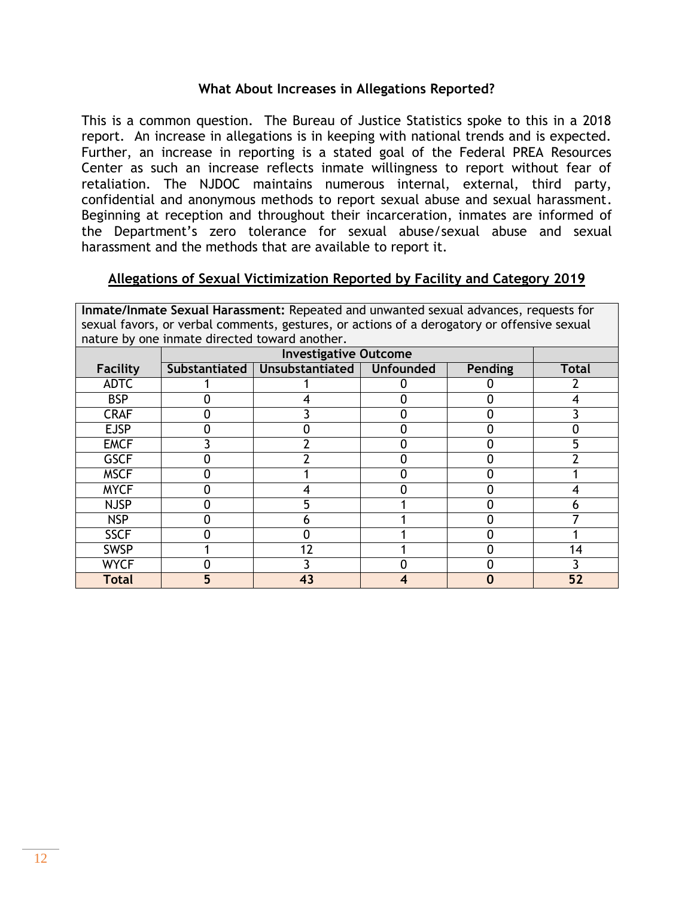### What About Increases in Allegations Reported?

This is a common question. The Bureau of Justice Statistics spoke to this in a 2018 report. An increase in allegations is in keeping with national trends and is expected. Further, an increase in reporting is a stated goal of the Federal PREA Resources Center as such an increase reflects inmate willingness to report without fear of retaliation. The NJDOC maintains numerous internal, external, third party, confidential and anonymous methods to report sexual abuse and sexual harassment. Beginning at reception and throughout their incarceration, inmates are informed of the Department's zero tolerance for sexual abuse/sexual abuse and sexual harassment and the methods that are available to report it.

## Allegations of Sexual Victimization Reported by Facility and Category 2019

**Inmate/Inmate Sexual Harassment:** Repeated and unwanted sexual advances, requests for sexual favors, or verbal comments, gestures, or actions of a derogatory or offensive sexual nature by one inmate directed toward another.

| | Investigative Outcome | | | | |
|---|---|---|---|---|---|
| **Facility** | **Substantiated** | **Unsubstantiated** | **Unfounded** | **Pending** | **Total** |
| ADTC | 1 | 1 | 0 | 0 | 2 |
| BSP | 0 | 4 | 0 | 0 | 4 |
| CRAF | 0 | 3 | 0 | 0 | 3 |
| EJSP | 0 | 0 | 0 | 0 | 0 |
| EMCF | 3 | 2 | 0 | 0 | 5 |
| GSCF | 0 | 2 | 0 | 0 | 2 |
| MSCF | 0 | 1 | 0 | 0 | 1 |
| MYCF | 0 | 4 | 0 | 0 | 4 |
| NJSP | 0 | 5 | 1 | 0 | 6 |
| NSP | 0 | 6 | 1 | 0 | 7 |
| SSCF | 0 | 0 | 1 | 0 | 1 |
| SWSP | 1 | 12 | 1 | 0 | 14 |
| WYCF | 0 | 3 | 0 | 0 | 3 |
| **Total** | **5** | **43** | **4** | **0** | **52** |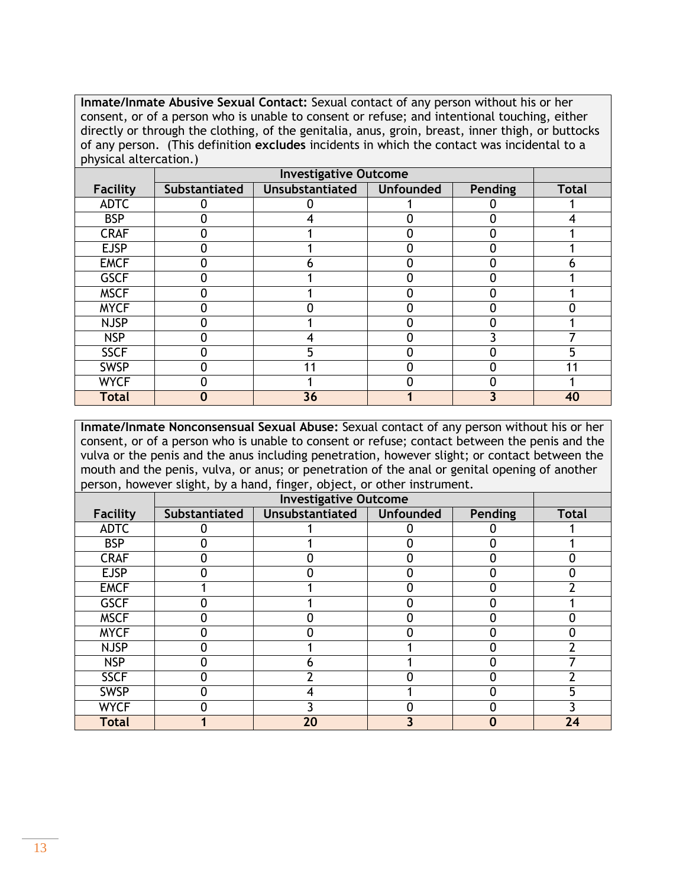**Inmate/Inmate Abusive Sexual Contact:** Sexual contact of any person without his or her consent, or of a person who is unable to consent or refuse; and intentional touching, either directly or through the clothing, of the genitalia, anus, groin, breast, inner thigh, or buttocks of any person. (This definition **excludes** incidents in which the contact was incidental to a physical altercation.)

| | Investigative Outcome | | | | |
|---|---|---|---|---|---|
| **Facility** | **Substantiated** | **Unsubstantiated** | **Unfounded** | **Pending** | **Total** |
| ADTC | 0 | 0 | 1 | 0 | 1 |
| BSP | 0 | 4 | 0 | 0 | 4 |
| CRAF | 0 | 1 | 0 | 0 | 1 |
| EJSP | 0 | 1 | 0 | 0 | 1 |
| EMCF | 0 | 6 | 0 | 0 | 6 |
| GSCF | 0 | 1 | 0 | 0 | 1 |
| MSCF | 0 | 1 | 0 | 0 | 1 |
| MYCF | 0 | 0 | 0 | 0 | 0 |
| NJSP | 0 | 1 | 0 | 0 | 1 |
| NSP | 0 | 4 | 0 | 3 | 7 |
| SSCF | 0 | 5 | 0 | 0 | 5 |
| SWSP | 0 | 11 | 0 | 0 | 11 |
| WYCF | 0 | 1 | 0 | 0 | 1 |
| **Total** | **0** | **36** | **1** | **3** | **40** |

**Inmate/Inmate Nonconsensual Sexual Abuse:** Sexual contact of any person without his or her consent, or of a person who is unable to consent or refuse; contact between the penis and the vulva or the penis and the anus including penetration, however slight; or contact between the mouth and the penis, vulva, or anus; or penetration of the anal or genital opening of another person, however slight, by a hand, finger, object, or other instrument.

| | Investigative Outcome | | | | |
|---|---|---|---|---|---|
| **Facility** | **Substantiated** | **Unsubstantiated** | **Unfounded** | **Pending** | **Total** |
| ADTC | 0 | 1 | 0 | 0 | 1 |
| BSP | 0 | 1 | 0 | 0 | 1 |
| CRAF | 0 | 0 | 0 | 0 | 0 |
| EJSP | 0 | 0 | 0 | 0 | 0 |
| EMCF | 1 | 1 | 0 | 0 | 2 |
| GSCF | 0 | 1 | 0 | 0 | 1 |
| MSCF | 0 | 0 | 0 | 0 | 0 |
| MYCF | 0 | 0 | 0 | 0 | 0 |
| NJSP | 0 | 1 | 1 | 0 | 2 |
| NSP | 0 | 6 | 1 | 0 | 7 |
| SSCF | 0 | 2 | 0 | 0 | 2 |
| SWSP | 0 | 4 | 1 | 0 | 5 |
| WYCF | 0 | 3 | 0 | 0 | 3 |
| **Total** | **1** | **20** | **3** | **0** | **24** |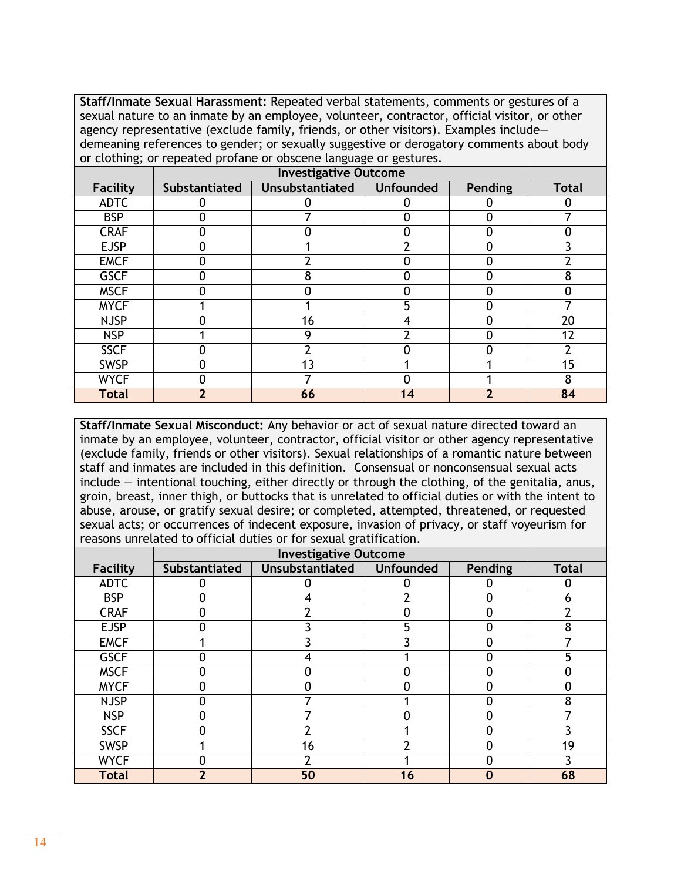**Staff/Inmate Sexual Harassment:** Repeated verbal statements, comments or gestures of a sexual nature to an inmate by an employee, volunteer, contractor, official visitor, or other agency representative (exclude family, friends, or other visitors). Examples include— demeaning references to gender; or sexually suggestive or derogatory comments about body or clothing; or repeated profane or obscene language or gestures.

| | Investigative Outcome | | | | |
|---|---|---|---|---|---|
| Facility | Substantiated | Unsubstantiated | Unfounded | Pending | Total |
| ADTC | 0 | 0 | 0 | 0 | 0 |
| BSP | 0 | 7 | 0 | 0 | 7 |
| CRAF | 0 | 0 | 0 | 0 | 0 |
| EJSP | 0 | 1 | 2 | 0 | 3 |
| EMCF | 0 | 2 | 0 | 0 | 2 |
| GSCF | 0 | 8 | 0 | 0 | 8 |
| MSCF | 0 | 0 | 0 | 0 | 0 |
| MYCF | 1 | 1 | 5 | 0 | 7 |
| NJSP | 0 | 16 | 4 | 0 | 20 |
| NSP | 1 | 9 | 2 | 0 | 12 |
| SSCF | 0 | 2 | 0 | 0 | 2 |
| SWSP | 0 | 13 | 1 | 1 | 15 |
| WYCF | 0 | 7 | 0 | 1 | 8 |
| **Total** | **2** | **66** | **14** | **2** | **84** |

**Staff/Inmate Sexual Misconduct:** Any behavior or act of sexual nature directed toward an inmate by an employee, volunteer, contractor, official visitor or other agency representative (exclude family, friends or other visitors). Sexual relationships of a romantic nature between staff and inmates are included in this definition. Consensual or nonconsensual sexual acts include — intentional touching, either directly or through the clothing, of the genitalia, anus, groin, breast, inner thigh, or buttocks that is unrelated to official duties or with the intent to abuse, arouse, or gratify sexual desire; or completed, attempted, threatened, or requested sexual acts; or occurrences of indecent exposure, invasion of privacy, or staff voyeurism for reasons unrelated to official duties or for sexual gratification.

| | Investigative Outcome | | | | |
|---|---|---|---|---|---|
| Facility | Substantiated | Unsubstantiated | Unfounded | Pending | Total |
| ADTC | 0 | 0 | 0 | 0 | 0 |
| BSP | 0 | 4 | 2 | 0 | 6 |
| CRAF | 0 | 2 | 0 | 0 | 2 |
| EJSP | 0 | 3 | 5 | 0 | 8 |
| EMCF | 1 | 3 | 3 | 0 | 7 |
| GSCF | 0 | 4 | 1 | 0 | 5 |
| MSCF | 0 | 0 | 0 | 0 | 0 |
| MYCF | 0 | 0 | 0 | 0 | 0 |
| NJSP | 0 | 7 | 1 | 0 | 8 |
| NSP | 0 | 7 | 0 | 0 | 7 |
| SSCF | 0 | 2 | 1 | 0 | 3 |
| SWSP | 1 | 16 | 2 | 0 | 19 |
| WYCF | 0 | 2 | 1 | 0 | 3 |
| **Total** | **2** | **50** | **16** | **0** | **68** |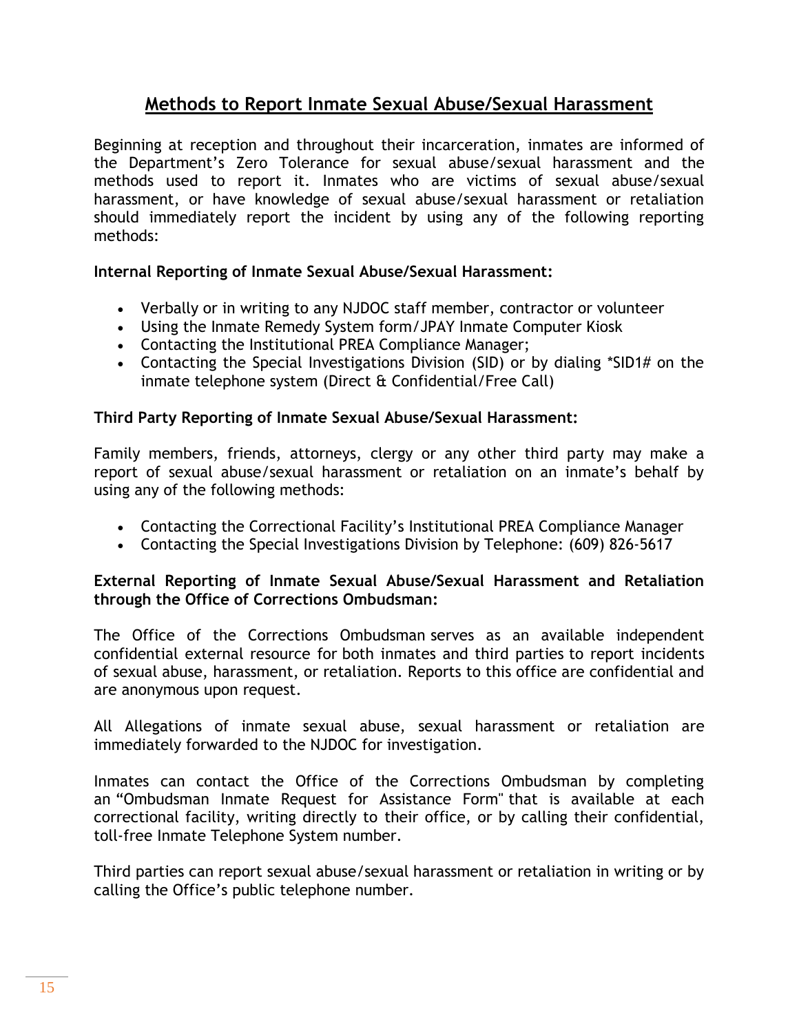## Methods to Report Inmate Sexual Abuse/Sexual Harassment

Beginning at reception and throughout their incarceration, inmates are informed of the Department's Zero Tolerance for sexual abuse/sexual harassment and the methods used to report it. Inmates who are victims of sexual abuse/sexual harassment, or have knowledge of sexual abuse/sexual harassment or retaliation should immediately report the incident by using any of the following reporting methods:

**Internal Reporting of Inmate Sexual Abuse/Sexual Harassment:**

- Verbally or in writing to any NJDOC staff member, contractor or volunteer
- Using the Inmate Remedy System form/JPAY Inmate Computer Kiosk
- Contacting the Institutional PREA Compliance Manager;
- Contacting the Special Investigations Division (SID) or by dialing *SID1# on the inmate telephone system (Direct & Confidential/Free Call)

**Third Party Reporting of Inmate Sexual Abuse/Sexual Harassment:**

Family members, friends, attorneys, clergy or any other third party may make a report of sexual abuse/sexual harassment or retaliation on an inmate's behalf by using any of the following methods:

- Contacting the Correctional Facility's Institutional PREA Compliance Manager
- Contacting the Special Investigations Division by Telephone: (609) 826-5617

**External Reporting of Inmate Sexual Abuse/Sexual Harassment and Retaliation through the Office of Corrections Ombudsman:**

The Office of the Corrections Ombudsman serves as an available independent confidential external resource for both inmates and third parties to report incidents of sexual abuse, harassment, or retaliation. Reports to this office are confidential and are anonymous upon request.

All Allegations of inmate sexual abuse, sexual harassment or retaliation are immediately forwarded to the NJDOC for investigation.

Inmates can contact the Office of the Corrections Ombudsman by completing an "Ombudsman Inmate Request for Assistance Form" that is available at each correctional facility, writing directly to their office, or by calling their confidential, toll-free Inmate Telephone System number.

Third parties can report sexual abuse/sexual harassment or retaliation in writing or by calling the Office's public telephone number.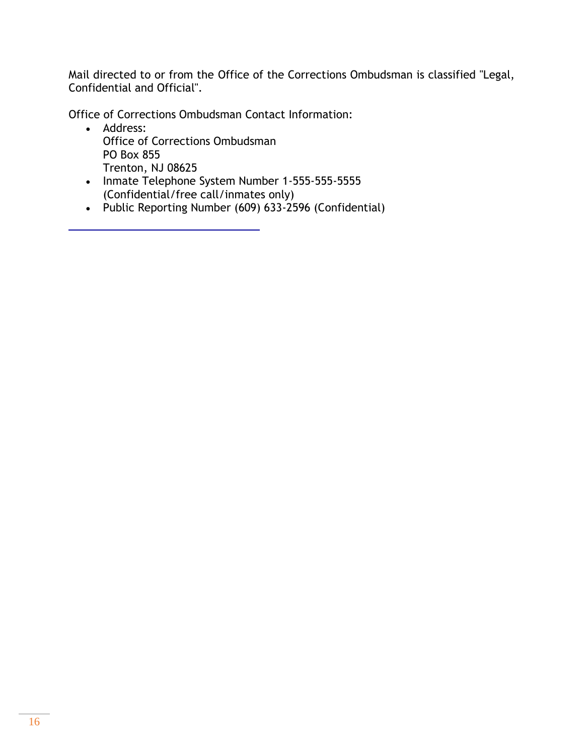Mail directed to or from the Office of the Corrections Ombudsman is classified "Legal, Confidential and Official".

Office of Corrections Ombudsman Contact Information:

- Address:
  Office of Corrections Ombudsman
  PO Box 855
  Trenton, NJ 08625
- Inmate Telephone System Number 1-555-555-5555
  (Confidential/free call/inmates only)
- Public Reporting Number (609) 633-2596 (Confidential)